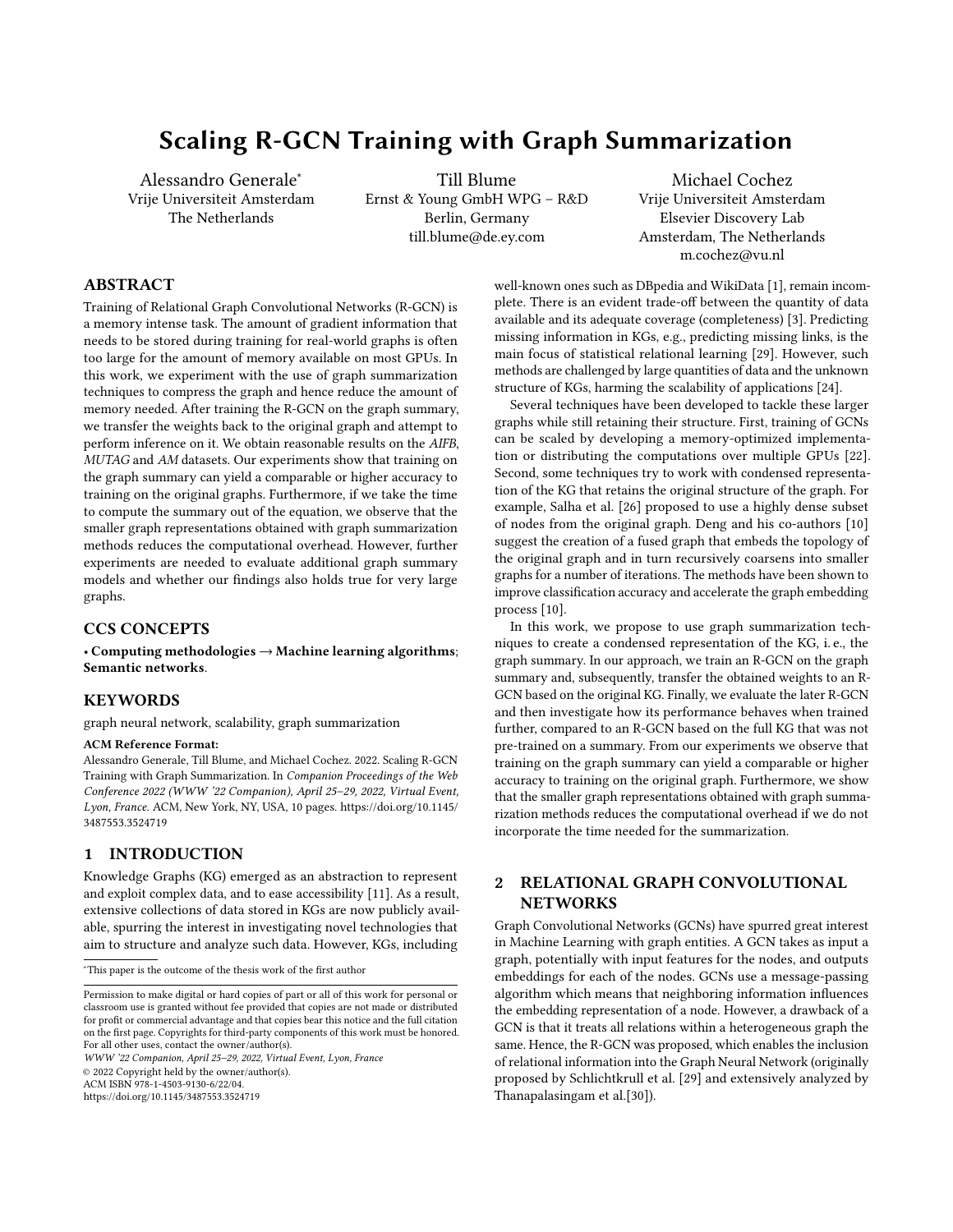# Scaling R-GCN Training with Graph Summarization

Alessandro Generale*
Vrije Universiteit Amsterdam
The Netherlands

Till Blume
Ernst & Young GmbH WPG – R&D
Berlin, Germany
till.blume@de.ey.com

Michael Cochez
Vrije Universiteit Amsterdam
Elsevier Discovery Lab
Amsterdam, The Netherlands
m.cochez@vu.nl

## ABSTRACT

Training of Relational Graph Convolutional Networks (R-GCN) is a memory intense task. The amount of gradient information that needs to be stored during training for real-world graphs is often too large for the amount of memory available on most GPUs. In this work, we experiment with the use of graph summarization techniques to compress the graph and hence reduce the amount of memory needed. After training the R-GCN on the graph summary, we transfer the weights back to the original graph and attempt to perform inference on it. We obtain reasonable results on the *AIFB*, *MUTAG* and *AM* datasets. Our experiments show that training on the graph summary can yield a comparable or higher accuracy to training on the original graphs. Furthermore, if we take the time to compute the summary out of the equation, we observe that the smaller graph representations obtained with graph summarization methods reduces the computational overhead. However, further experiments are needed to evaluate additional graph summary models and whether our findings also holds true for very large graphs.

## CCS CONCEPTS

• **Computing methodologies → Machine learning algorithms**; **Semantic networks**.

## KEYWORDS

graph neural network, scalability, graph summarization

**ACM Reference Format:**

Alessandro Generale, Till Blume, and Michael Cochez. 2022. Scaling R-GCN Training with Graph Summarization. In *Companion Proceedings of the Web Conference 2022 (WWW '22 Companion), April 25–29, 2022, Virtual Event, Lyon, France.* ACM, New York, NY, USA, 10 pages. https://doi.org/10.1145/3487553.3524719

## 1 INTRODUCTION

Knowledge Graphs (KG) emerged as an abstraction to represent and exploit complex data, and to ease accessibility [11]. As a result, extensive collections of data stored in KGs are now publicly available, spurring the interest in investigating novel technologies that aim to structure and analyze such data. However, KGs, including well-known ones such as DBpedia and WikiData [1], remain incomplete. There is an evident trade-off between the quantity of data available and its adequate coverage (completeness) [3]. Predicting missing information in KGs, e.g., predicting missing links, is the main focus of statistical relational learning [29]. However, such methods are challenged by large quantities of data and the unknown structure of KGs, harming the scalability of applications [24].

Several techniques have been developed to tackle these larger graphs while still retaining their structure. First, training of GCNs can be scaled by developing a memory-optimized implementation or distributing the computations over multiple GPUs [22]. Second, some techniques try to work with condensed representation of the KG that retains the original structure of the graph. For example, Salha et al. [26] proposed to use a highly dense subset of nodes from the original graph. Deng and his co-authors [10] suggest the creation of a fused graph that embeds the topology of the original graph and in turn recursively coarsens into smaller graphs for a number of iterations. The methods have been shown to improve classification accuracy and accelerate the graph embedding process [10].

In this work, we propose to use graph summarization techniques to create a condensed representation of the KG, i. e., the graph summary. In our approach, we train an R-GCN on the graph summary and, subsequently, transfer the obtained weights to an R-GCN based on the original KG. Finally, we evaluate the later R-GCN and then investigate how its performance behaves when trained further, compared to an R-GCN based on the full KG that was not pre-trained on a summary. From our experiments we observe that training on the graph summary can yield a comparable or higher accuracy to training on the original graph. Furthermore, we show that the smaller graph representations obtained with graph summarization methods reduces the computational overhead if we do not incorporate the time needed for the summarization.

## 2 RELATIONAL GRAPH CONVOLUTIONAL NETWORKS

Graph Convolutional Networks (GCNs) have spurred great interest in Machine Learning with graph entities. A GCN takes as input a graph, potentially with input features for the nodes, and outputs embeddings for each of the nodes. GCNs use a message-passing algorithm which means that neighboring information influences the embedding representation of a node. However, a drawback of a GCN is that it treats all relations within a heterogeneous graph the same. Hence, the R-GCN was proposed, which enables the inclusion of relational information into the Graph Neural Network (originally proposed by Schlichtkrull et al. [29] and extensively analyzed by Thanapalasingam et al.[30]).

*This paper is the outcome of the thesis work of the first author

Permission to make digital or hard copies of part or all of this work for personal or classroom use is granted without fee provided that copies are not made or distributed for profit or commercial advantage and that copies bear this notice and the full citation on the first page. Copyrights for third-party components of this work must be honored. For all other uses, contact the owner/author(s).
*WWW '22 Companion, April 25–29, 2022, Virtual Event, Lyon, France*
© 2022 Copyright held by the owner/author(s).
ACM ISBN 978-1-4503-9130-6/22/04.
https://doi.org/10.1145/3487553.3524719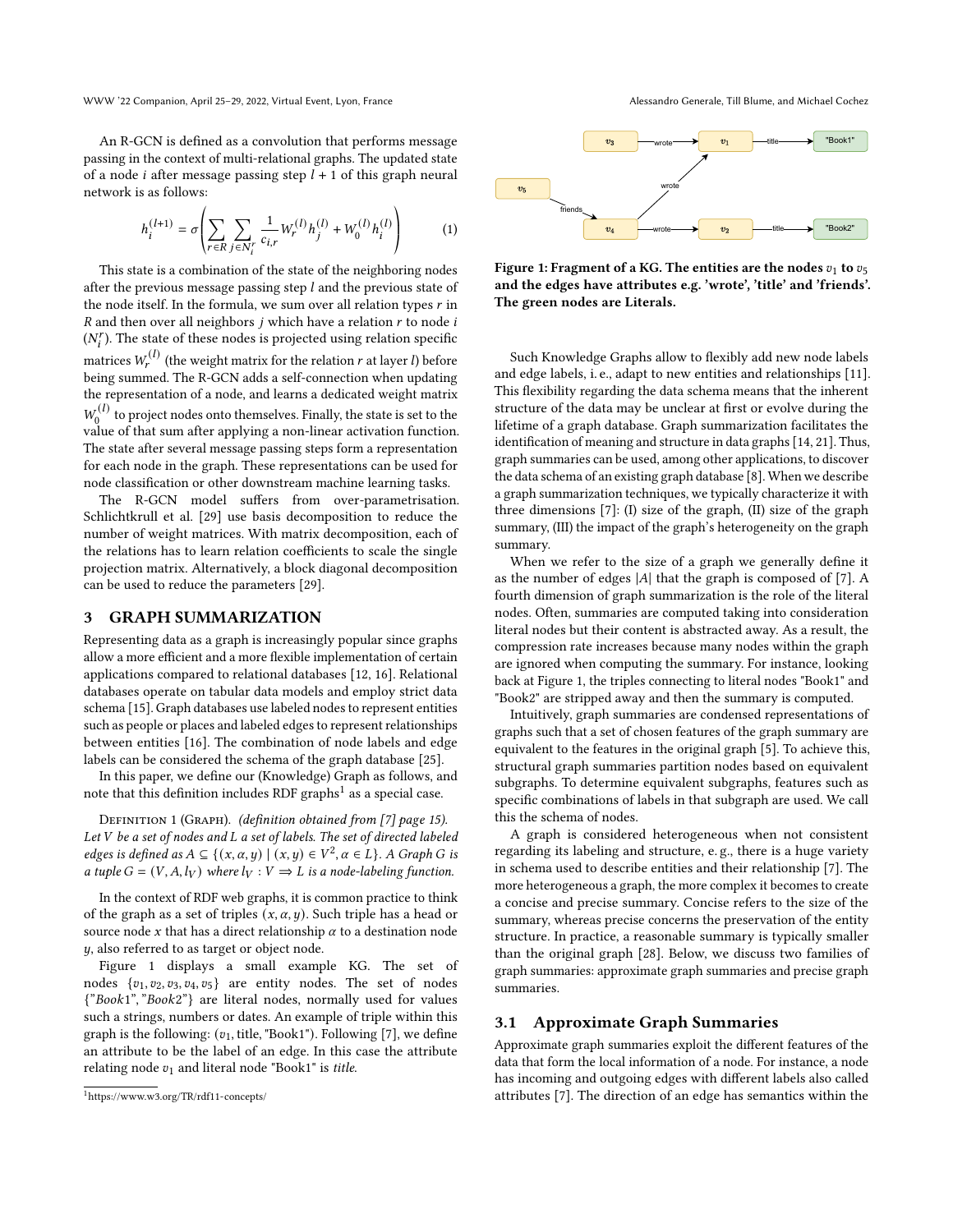An R-GCN is defined as a convolution that performs message passing in the context of multi-relational graphs. The updated state of a node $i$ after message passing step $l+1$ of this graph neural network is as follows:

$$h_i^{(l+1)} = \sigma\left(\sum_{r \in R} \sum_{j \in N_i^r} \frac{1}{c_{i,r}} W_r^{(l)} h_j^{(l)} + W_0^{(l)} h_i^{(l)}\right) \tag{1}$$

This state is a combination of the state of the neighboring nodes after the previous message passing step $l$ and the previous state of the node itself. In the formula, we sum over all relation types $r$ in $R$ and then over all neighbors $j$ which have a relation $r$ to node $i$ ($N_i^r$). The state of these nodes is projected using relation specific matrices $W_r^{(l)}$ (the weight matrix for the relation $r$ at layer $l$) before being summed. The R-GCN adds a self-connection when updating the representation of a node, and learns a dedicated weight matrix $W_0^{(l)}$ to project nodes onto themselves. Finally, the state is set to the value of that sum after applying a non-linear activation function. The state after several message passing steps form a representation for each node in the graph. These representations can be used for node classification or other downstream machine learning tasks.

The R-GCN model suffers from over-parametrisation. Schlichtkrull et al. [29] use basis decomposition to reduce the number of weight matrices. With matrix decomposition, each of the relations has to learn relation coefficients to scale the single projection matrix. Alternatively, a block diagonal decomposition can be used to reduce the parameters [29].

## 3 GRAPH SUMMARIZATION

Representing data as a graph is increasingly popular since graphs allow a more efficient and a more flexible implementation of certain applications compared to relational databases [12, 16]. Relational databases operate on tabular data models and employ strict data schema [15]. Graph databases use labeled nodes to represent entities such as people or places and labeled edges to represent relationships between entities [16]. The combination of node labels and edge labels can be considered the schema of the graph database [25].

In this paper, we define our (Knowledge) Graph as follows, and note that this definition includes RDF graphs[1] as a special case.

Definition 1 (Graph). *(definition obtained from [7] page 15). Let $V$ be a set of nodes and $L$ a set of labels. The set of directed labeled edges is defined as $A \subseteq \{(x, \alpha, y) \mid (x, y) \in V^2, \alpha \in L\}$. A Graph $G$ is a tuple $G = (V, A, l_V)$ where $l_V : V \Rightarrow L$ is a node-labeling function.*

In the context of RDF web graphs, it is common practice to think of the graph as a set of triples $(x, \alpha, y)$. Such triple has a head or source node $x$ that has a direct relationship $\alpha$ to a destination node $y$, also referred to as target or object node.

Figure 1 displays a small example KG. The set of nodes $\{v_1, v_2, v_3, v_4, v_5\}$ are entity nodes. The set of nodes $\{"Book1", "Book2"\}$ are literal nodes, normally used for values such a strings, numbers or dates. An example of triple within this graph is the following: ($v_1$, title, "Book1"). Following [7], we define an attribute to be the label of an edge. In this case the attribute relating node $v_1$ and literal node "Book1" is *title*.

[1] https://www.w3.org/TR/rdf11-concepts/

$v_3$
wrote
$v_1$
title
"Book1"
wrote
$v_5$
friends
$v_4$
wrote
$v_2$
title
"Book2"

**Figure 1: Fragment of a KG. The entities are the nodes $v_1$ to $v_5$ and the edges have attributes e.g. 'wrote', 'title' and 'friends'. The green nodes are Literals.**

Such Knowledge Graphs allow to flexibly add new node labels and edge labels, i. e., adapt to new entities and relationships [11]. This flexibility regarding the data schema means that the inherent structure of the data may be unclear at first or evolve during the lifetime of a graph database. Graph summarization facilitates the identification of meaning and structure in data graphs [14, 21]. Thus, graph summaries can be used, among other applications, to discover the data schema of an existing graph database [8]. When we describe a graph summarization techniques, we typically characterize it with three dimensions [7]: (I) size of the graph, (II) size of the graph summary, (III) the impact of the graph's heterogeneity on the graph summary.

When we refer to the size of a graph we generally define it as the number of edges $|A|$ that the graph is composed of [7]. A fourth dimension of graph summarization is the role of the literal nodes. Often, summaries are computed taking into consideration literal nodes but their content is abstracted away. As a result, the compression rate increases because many nodes within the graph are ignored when computing the summary. For instance, looking back at Figure 1, the triples connecting to literal nodes "Book1" and "Book2" are stripped away and then the summary is computed.

Intuitively, graph summaries are condensed representations of graphs such that a set of chosen features of the graph summary are equivalent to the features in the original graph [5]. To achieve this, structural graph summaries partition nodes based on equivalent subgraphs. To determine equivalent subgraphs, features such as specific combinations of labels in that subgraph are used. We call this the schema of nodes.

A graph is considered heterogeneous when not consistent regarding its labeling and structure, e. g., there is a huge variety in schema used to describe entities and their relationship [7]. The more heterogeneous a graph, the more complex it becomes to create a concise and precise summary. Concise refers to the size of the summary, whereas precise concerns the preservation of the entity structure. In practice, a reasonable summary is typically smaller than the original graph [28]. Below, we discuss two families of graph summaries: approximate graph summaries and precise graph summaries.

### 3.1 Approximate Graph Summaries

Approximate graph summaries exploit the different features of the data that form the local information of a node. For instance, a node has incoming and outgoing edges with different labels also called attributes [7]. The direction of an edge has semantics within the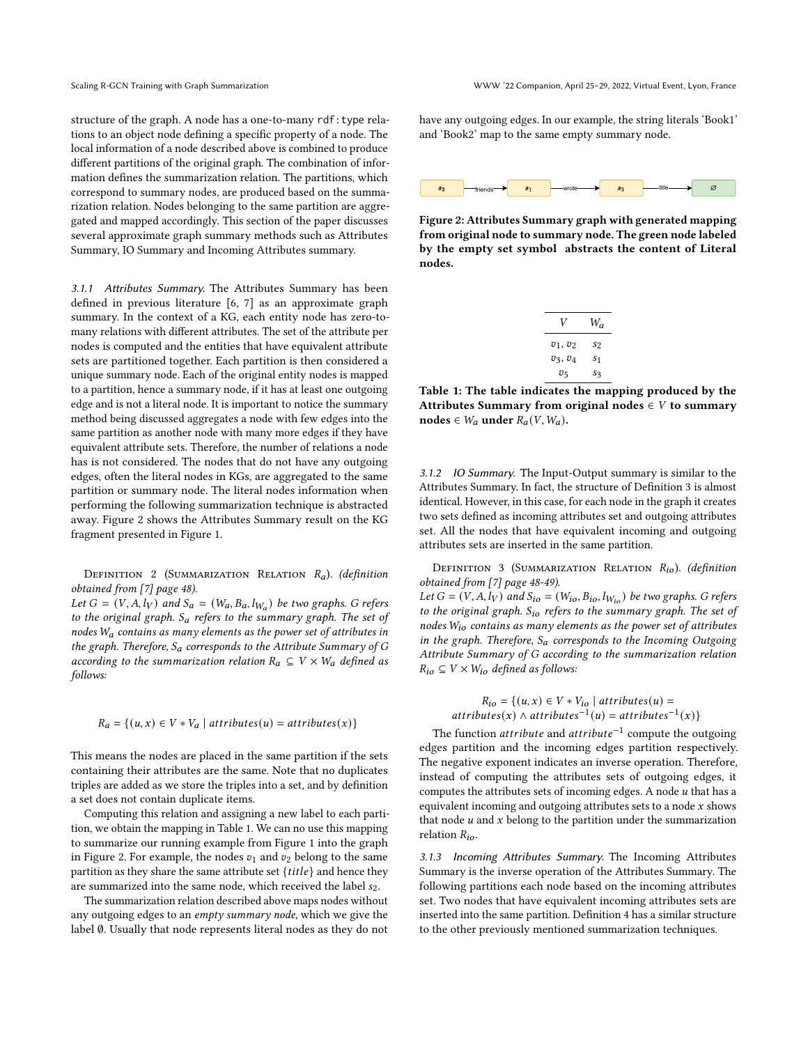structure of the graph. A node has a one-to-many rdf:type relations to an object node defining a specific property of a node. The local information of a node described above is combined to produce different partitions of the original graph. The combination of information defines the summarization relation. The partitions, which correspond to summary nodes, are produced based on the summarization relation. Nodes belonging to the same partition are aggregated and mapped accordingly. This section of the paper discusses several approximate graph summary methods such as Attributes Summary, IO Summary and Incoming Attributes summary.

#### 3.1.1 Attributes Summary.

The Attributes Summary has been defined in previous literature [6, 7] as an approximate graph summary. In the context of a KG, each entity node has zero-to-many relations with different attributes. The set of the attribute per nodes is computed and the entities that have equivalent attribute sets are partitioned together. Each partition is then considered a unique summary node. Each of the original entity nodes is mapped to a partition, hence a summary node, if it has at least one outgoing edge and is not a literal node. It is important to notice the summary method being discussed aggregates a node with few edges into the same partition as another node with many more edges if they have equivalent attribute sets. Therefore, the number of relations a node has is not considered. The nodes that do not have any outgoing edges, often the literal nodes in KGs, are aggregated to the same partition or summary node. The literal nodes information when performing the following summarization technique is abstracted away. Figure 2 shows the Attributes Summary result on the KG fragment presented in Figure 1.

Definition 2 (Summarization Relation $R_a$). *(definition obtained from [7] page 48).*
*Let $G = (V, A, l_V)$ and $S_a = (W_a, B_a, l_{W_a})$ be two graphs. $G$ refers to the original graph. $S_a$ refers to the summary graph. The set of nodes $W_a$ contains as many elements as the power set of attributes in the graph. Therefore, $S_a$ corresponds to the Attribute Summary of $G$ according to the summarization relation $R_a \subseteq V \times W_a$ defined as follows:*

$$R_a = \{(u, x) \in V * V_a \mid attributes(u) = attributes(x)\}$$

This means the nodes are placed in the same partition if the sets containing their attributes are the same. Note that no duplicates triples are added as we store the triples into a set, and by definition a set does not contain duplicate items.

Computing this relation and assigning a new label to each partition, we obtain the mapping in Table 1. We can no use this mapping to summarize our running example from Figure 1 into the graph in Figure 2. For example, the nodes $v_1$ and $v_2$ belong to the same partition as they share the same attribute set $\{title\}$ and hence they are summarized into the same node, which received the label $s_2$.

The summarization relation described above maps nodes without any outgoing edges to an *empty summary node*, which we give the label $\emptyset$. Usually that node represents literal nodes as they do not have any outgoing edges. In our example, the string literals 'Book1' and 'Book2' map to the same empty summary node.

$s_3$
friends
$s_1$
wrote
$s_2$
title
$\emptyset$

**Figure 2: Attributes Summary graph with generated mapping from original node to summary node. The green node labeled by the empty set symbol abstracts the content of Literal nodes.**

| $V$ | $W_a$ |
|---|---|
| $v_1$, $v_2$ | $s_2$ |
| $v_3$, $v_4$ | $s_1$ |
| $v_5$ | $s_3$ |

**Table 1: The table indicates the mapping produced by the Attributes Summary from original nodes $\in V$ to summary nodes $\in W_a$ under $R_a(V, W_a)$.**

#### 3.1.2 IO Summary.

The Input-Output summary is similar to the Attributes Summary. In fact, the structure of Definition 3 is almost identical. However, in this case, for each node in the graph it creates two sets defined as incoming attributes set and outgoing attributes set. All the nodes that have equivalent incoming and outgoing attributes sets are inserted in the same partition.

Definition 3 (Summarization Relation $R_{io}$). *(definition obtained from [7] page 48-49).*
*Let $G = (V, A, l_V)$ and $S_{io} = (W_{io}, B_{io}, l_{W_{io}})$ be two graphs. $G$ refers to the original graph. $S_{io}$ refers to the summary graph. The set of nodes $W_{io}$ contains as many elements as the power set of attributes in the graph. Therefore, $S_a$ corresponds to the Incoming Outgoing Attribute Summary of $G$ according to the summarization relation $R_{io} \subseteq V \times W_{io}$ defined as follows:*

$$R_{io} = \{(u, x) \in V * V_{io} \mid attributes(u) = attributes(x) \wedge attributes^{-1}(u) = attributes^{-1}(x)\}$$

The function $attribute$ and $attribute^{-1}$ compute the outgoing edges partition and the incoming edges partition respectively. The negative exponent indicates an inverse operation. Therefore, instead of computing the attributes sets of outgoing edges, it computes the attributes sets of incoming edges. A node $u$ that has a equivalent incoming and outgoing attributes sets to a node $x$ shows that node $u$ and $x$ belong to the partition under the summarization relation $R_{io}$.

#### 3.1.3 Incoming Attributes Summary.

The Incoming Attributes Summary is the inverse operation of the Attributes Summary. The following partitions each node based on the incoming attributes set. Two nodes that have equivalent incoming attributes sets are inserted into the same partition. Definition 4 has a similar structure to the other previously mentioned summarization techniques.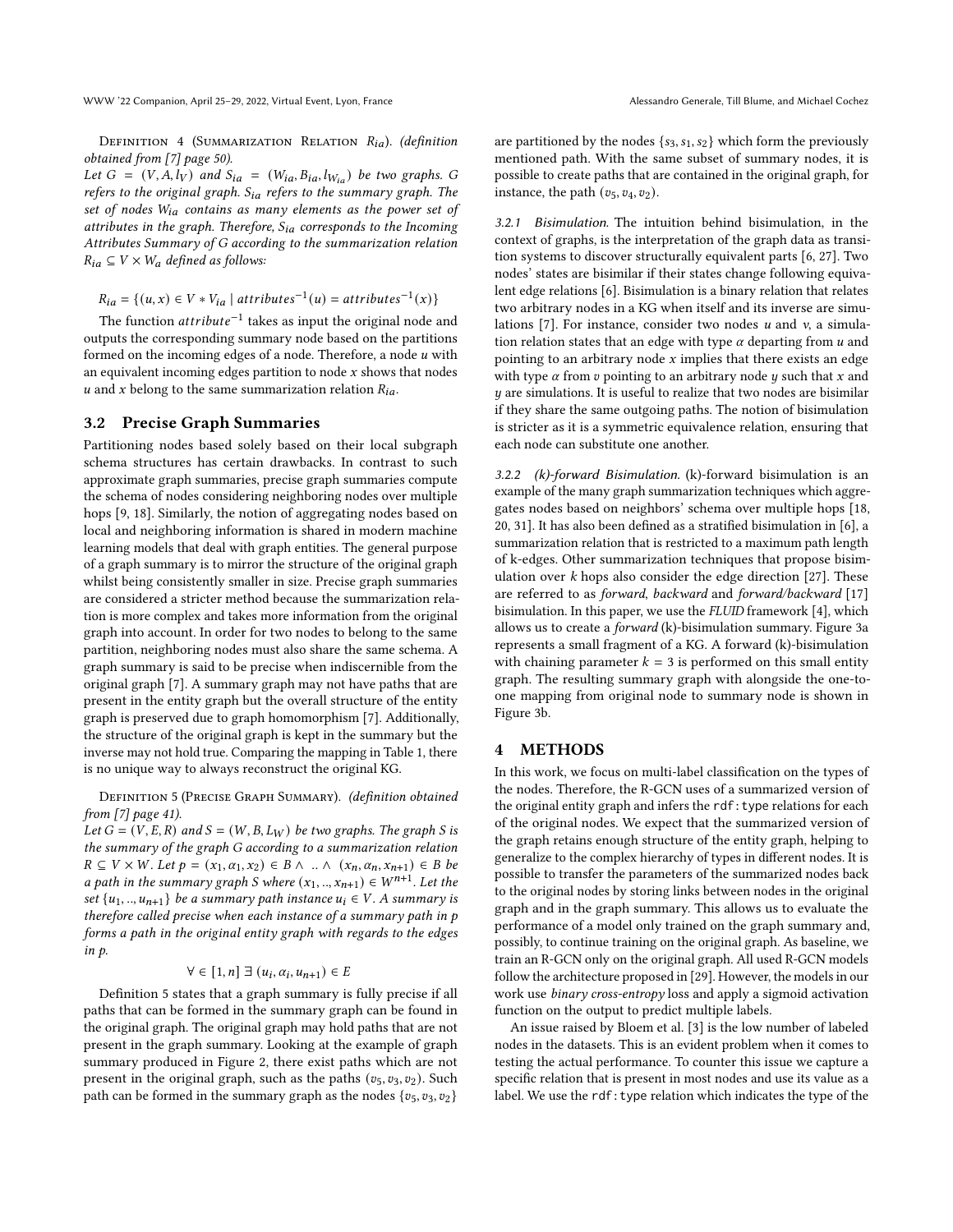Definition 4 (Summarization Relation $R_{ia}$). *(definition obtained from [7] page 50).*
*Let $G = (V, A, l_V)$ and $S_{ia} = (W_{ia}, B_{ia}, l_{W_{ia}})$ be two graphs. G refers to the original graph. $S_{ia}$ refers to the summary graph. The set of nodes $W_{ia}$ contains as many elements as the power set of attributes in the graph. Therefore, $S_{ia}$ corresponds to the Incoming Attributes Summary of G according to the summarization relation $R_{ia} \subseteq V \times W_a$ defined as follows:*

$$R_{ia} = \{(u, x) \in V * V_{ia} \mid attributes^{-1}(u) = attributes^{-1}(x)\}$$

The function $attribute^{-1}$ takes as input the original node and outputs the corresponding summary node based on the partitions formed on the incoming edges of a node. Therefore, a node $u$ with an equivalent incoming edges partition to node $x$ shows that nodes $u$ and $x$ belong to the same summarization relation $R_{ia}$.

## 3.2 Precise Graph Summaries

Partitioning nodes based solely based on their local subgraph schema structures has certain drawbacks. In contrast to such approximate graph summaries, precise graph summaries compute the schema of nodes considering neighboring nodes over multiple hops [9, 18]. Similarly, the notion of aggregating nodes based on local and neighboring information is shared in modern machine learning models that deal with graph entities. The general purpose of a graph summary is to mirror the structure of the original graph whilst being consistently smaller in size. Precise graph summaries are considered a stricter method because the summarization relation is more complex and takes more information from the original graph into account. In order for two nodes to belong to the same partition, neighboring nodes must also share the same schema. A graph summary is said to be precise when indiscernible from the original graph [7]. A summary graph may not have paths that are present in the entity graph but the overall structure of the entity graph is preserved due to graph homomorphism [7]. Additionally, the structure of the original graph is kept in the summary but the inverse may not hold true. Comparing the mapping in Table 1, there is no unique way to always reconstruct the original KG.

Definition 5 (Precise Graph Summary). *(definition obtained from [7] page 41).*
*Let $G = (V, E, R)$ and $S = (W, B, L_W)$ be two graphs. The graph S is the summary of the graph G according to a summarization relation $R \subseteq V \times W$. Let $p = (x_1, \alpha_1, x_2) \in B \wedge \,..\, \wedge \, (x_n, \alpha_n, x_{n+1}) \in B$ be a path in the summary graph S where $(x_1, .., x_{n+1}) \in W^{n+1}$. Let the set $\{u_1, .., u_{n+1}\}$ be a summary path instance $u_i \in V$. A summary is therefore called precise when each instance of a summary path in p forms a path in the original entity graph with regards to the edges in p.*

$$\forall \in [1, n] \; \exists \; (u_i, \alpha_i, u_{n+1}) \in E$$

Definition 5 states that a graph summary is fully precise if all paths that can be formed in the summary graph can be found in the original graph. The original graph may hold paths that are not present in the graph summary. Looking at the example of graph summary produced in Figure 2, there exist paths which are not present in the original graph, such as the paths $(v_5, v_3, v_2)$. Such path can be formed in the summary graph as the nodes $\{v_5, v_3, v_2\}$ are partitioned by the nodes $\{s_3, s_1, s_2\}$ which form the previously mentioned path. With the same subset of summary nodes, it is possible to create paths that are contained in the original graph, for instance, the path $(v_5, v_4, v_2)$.

*3.2.1 Bisimulation.* The intuition behind bisimulation, in the context of graphs, is the interpretation of the graph data as transition systems to discover structurally equivalent parts [6, 27]. Two nodes' states are bisimilar if their states change following equivalent edge relations [6]. Bisimulation is a binary relation that relates two arbitrary nodes in a KG when itself and its inverse are simulations [7]. For instance, consider two nodes $u$ and $v$, a simulation relation states that an edge with type $\alpha$ departing from $u$ and pointing to an arbitrary node $x$ implies that there exists an edge with type $\alpha$ from $v$ pointing to an arbitrary node $y$ such that $x$ and $y$ are simulations. It is useful to realize that two nodes are bisimilar if they share the same outgoing paths. The notion of bisimulation is stricter as it is a symmetric equivalence relation, ensuring that each node can substitute one another.

*3.2.2 (k)-forward Bisimulation.* (k)-forward bisimulation is an example of the many graph summarization techniques which aggregates nodes based on neighbors' schema over multiple hops [18, 20, 31]. It has also been defined as a stratified bisimulation in [6], a summarization relation that is restricted to a maximum path length of k-edges. Other summarization techniques that propose bisimulation over $k$ hops also consider the edge direction [27]. These are referred to as *forward*, *backward* and *forward/backward* [17] bisimulation. In this paper, we use the *FLUID* framework [4], which allows us to create a *forward* (k)-bisimulation summary. Figure 3a represents a small fragment of a KG. A forward (k)-bisimulation with chaining parameter $k = 3$ is performed on this small entity graph. The resulting summary graph with alongside the one-to-one mapping from original node to summary node is shown in Figure 3b.

# 4 METHODS

In this work, we focus on multi-label classification on the types of the nodes. Therefore, the R-GCN uses of a summarized version of the original entity graph and infers the `rdf:type` relations for each of the original nodes. We expect that the summarized version of the graph retains enough structure of the entity graph, helping to generalize to the complex hierarchy of types in different nodes. It is possible to transfer the parameters of the summarized nodes back to the original nodes by storing links between nodes in the original graph and in the graph summary. This allows us to evaluate the performance of a model only trained on the graph summary and, possibly, to continue training on the original graph. As baseline, we train an R-GCN only on the original graph. All used R-GCN models follow the architecture proposed in [29]. However, the models in our work use *binary cross-entropy* loss and apply a sigmoid activation function on the output to predict multiple labels.

An issue raised by Bloem et al. [3] is the low number of labeled nodes in the datasets. This is an evident problem when it comes to testing the actual performance. To counter this issue we capture a specific relation that is present in most nodes and use its value as a label. We use the `rdf:type` relation which indicates the type of the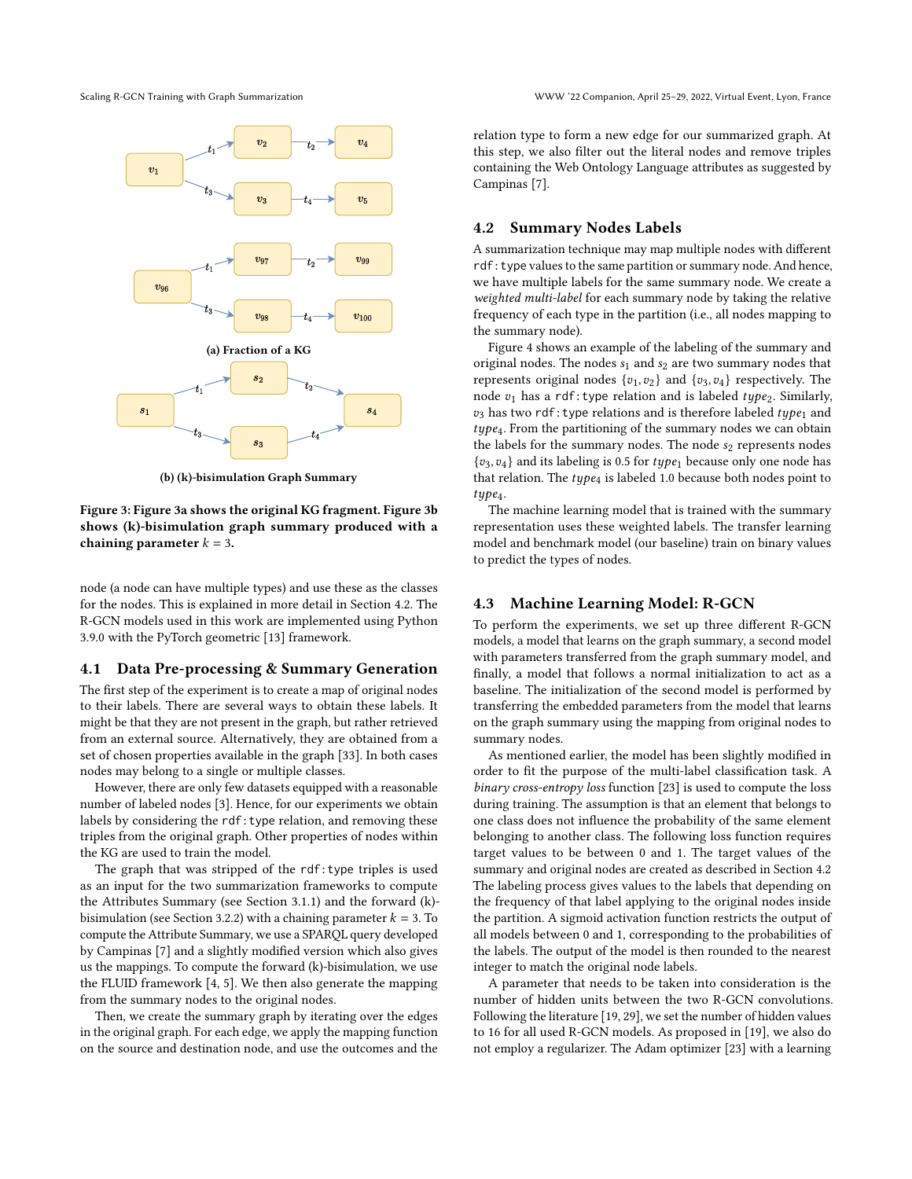v1
t1
v2
t2
v4
t3
v3
t4
v5

v96
t1
v97
t2
v99
t3
v98
t4
v100

**(a) Fraction of a KG**

s1
t1
s2
t2
s4
t3
s3
t4

**(b) (k)-bisimulation Graph Summary**

**Figure 3: Figure 3a shows the original KG fragment. Figure 3b shows (k)-bisimulation graph summary produced with a chaining parameter $k = 3$.**

node (a node can have multiple types) and use these as the classes for the nodes. This is explained in more detail in Section 4.2. The R-GCN models used in this work are implemented using Python 3.9.0 with the PyTorch geometric [13] framework.

## 4.1 Data Pre-processing & Summary Generation

The first step of the experiment is to create a map of original nodes to their labels. There are several ways to obtain these labels. It might be that they are not present in the graph, but rather retrieved from an external source. Alternatively, they are obtained from a set of chosen properties available in the graph [33]. In both cases nodes may belong to a single or multiple classes.

However, there are only few datasets equipped with a reasonable number of labeled nodes [3]. Hence, for our experiments we obtain labels by considering the `rdf:type` relation, and removing these triples from the original graph. Other properties of nodes within the KG are used to train the model.

The graph that was stripped of the `rdf:type` triples is used as an input for the two summarization frameworks to compute the Attributes Summary (see Section 3.1.1) and the forward (k)-bisimulation (see Section 3.2.2) with a chaining parameter $k = 3$. To compute the Attribute Summary, we use a SPARQL query developed by Campinas [7] and a slightly modified version which also gives us the mappings. To compute the forward (k)-bisimulation, we use the FLUID framework [4, 5]. We then also generate the mapping from the summary nodes to the original nodes.

Then, we create the summary graph by iterating over the edges in the original graph. For each edge, we apply the mapping function on the source and destination node, and use the outcomes and the relation type to form a new edge for our summarized graph. At this step, we also filter out the literal nodes and remove triples containing the Web Ontology Language attributes as suggested by Campinas [7].

## 4.2 Summary Nodes Labels

A summarization technique may map multiple nodes with different `rdf:type` values to the same partition or summary node. And hence, we have multiple labels for the same summary node. We create a *weighted multi-label* for each summary node by taking the relative frequency of each type in the partition (i.e., all nodes mapping to the summary node).

Figure 4 shows an example of the labeling of the summary and original nodes. The nodes $s_1$ and $s_2$ are two summary nodes that represents original nodes $\{v_1, v_2\}$ and $\{v_3, v_4\}$ respectively. The node $v_1$ has a `rdf:type` relation and is labeled $type_2$. Similarly, $v_3$ has two `rdf:type` relations and is therefore labeled $type_1$ and $type_4$. From the partitioning of the summary nodes we can obtain the labels for the summary nodes. The node $s_2$ represents nodes $\{v_3, v_4\}$ and its labeling is 0.5 for $type_1$ because only one node has that relation. The $type_4$ is labeled 1.0 because both nodes point to $type_4$.

The machine learning model that is trained with the summary representation uses these weighted labels. The transfer learning model and benchmark model (our baseline) train on binary values to predict the types of nodes.

## 4.3 Machine Learning Model: R-GCN

To perform the experiments, we set up three different R-GCN models, a model that learns on the graph summary, a second model with parameters transferred from the graph summary model, and finally, a model that follows a normal initialization to act as a baseline. The initialization of the second model is performed by transferring the embedded parameters from the model that learns on the graph summary using the mapping from original nodes to summary nodes.

As mentioned earlier, the model has been slightly modified in order to fit the purpose of the multi-label classification task. A *binary cross-entropy loss* function [23] is used to compute the loss during training. The assumption is that an element that belongs to one class does not influence the probability of the same element belonging to another class. The following loss function requires target values to be between 0 and 1. The target values of the summary and original nodes are created as described in Section 4.2 The labeling process gives values to the labels that depending on the frequency of that label applying to the original nodes inside the partition. A sigmoid activation function restricts the output of all models between 0 and 1, corresponding to the probabilities of the labels. The output of the model is then rounded to the nearest integer to match the original node labels.

A parameter that needs to be taken into consideration is the number of hidden units between the two R-GCN convolutions. Following the literature [19, 29], we set the number of hidden values to 16 for all used R-GCN models. As proposed in [19], we also do not employ a regularizer. The Adam optimizer [23] with a learning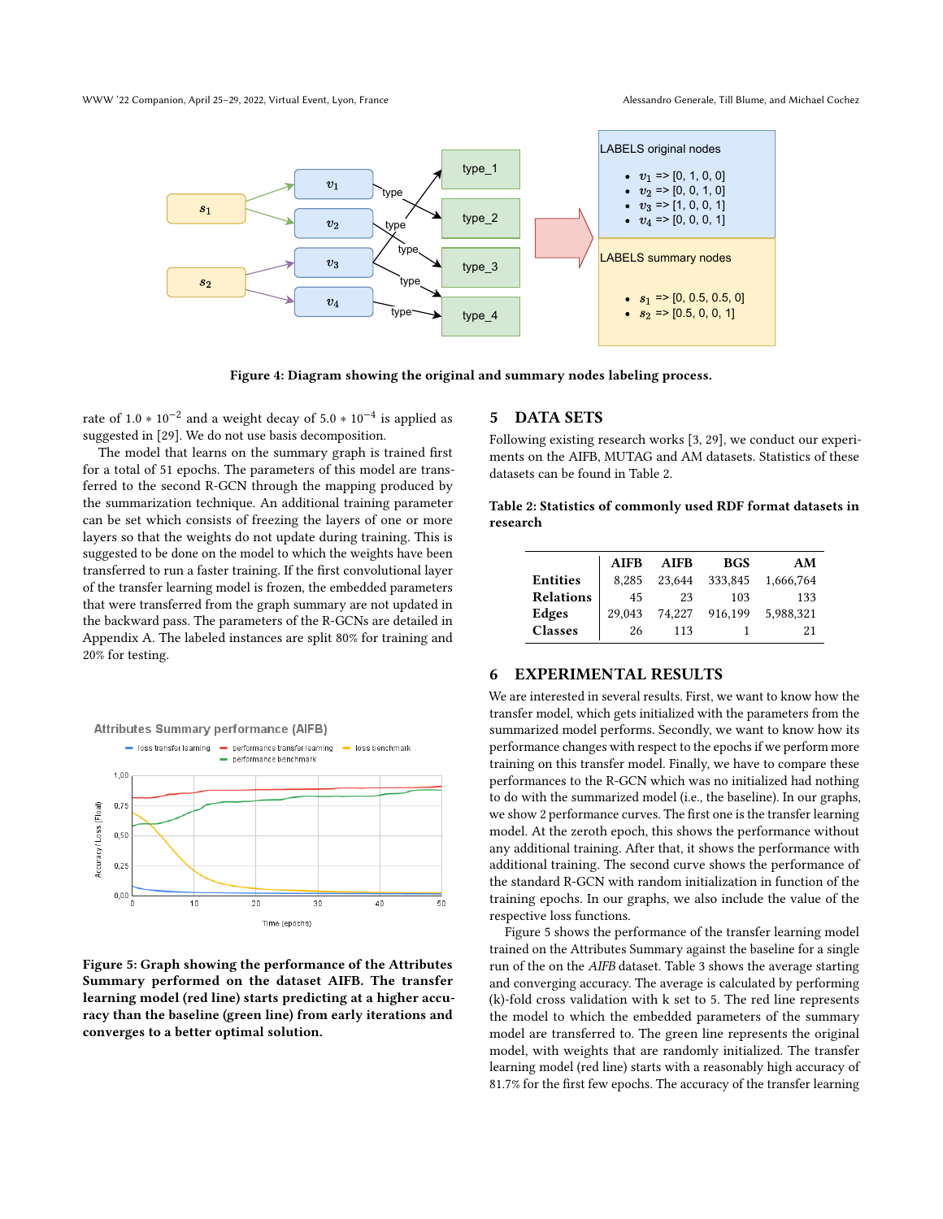**Figure 4: Diagram showing the original and summary nodes labeling process.**

rate of $1.0 * 10^{-2}$ and a weight decay of $5.0 * 10^{-4}$ is applied as suggested in [29]. We do not use basis decomposition.

The model that learns on the summary graph is trained first for a total of 51 epochs. The parameters of this model are transferred to the second R-GCN through the mapping produced by the summarization technique. An additional training parameter can be set which consists of freezing the layers of one or more layers so that the weights do not update during training. This is suggested to be done on the model to which the weights have been transferred to run a faster training. If the first convolutional layer of the transfer learning model is frozen, the embedded parameters that were transferred from the graph summary are not updated in the backward pass. The parameters of the R-GCNs are detailed in Appendix A. The labeled instances are split 80% for training and 20% for testing.

**Figure 5: Graph showing the performance of the Attributes Summary performed on the dataset AIFB. The transfer learning model (red line) starts predicting at a higher accuracy than the baseline (green line) from early iterations and converges to a better optimal solution.**

## 5 DATA SETS

Following existing research works [3, 29], we conduct our experiments on the AIFB, MUTAG and AM datasets. Statistics of these datasets can be found in Table 2.

**Table 2: Statistics of commonly used RDF format datasets in research**

| | AIFB | AIFB | BGS | AM |
|---|---|---|---|---|
| **Entities** | 8,285 | 23,644 | 333,845 | 1,666,764 |
| **Relations** | 45 | 23 | 103 | 133 |
| **Edges** | 29,043 | 74,227 | 916,199 | 5,988,321 |
| **Classes** | 26 | 113 | 1 | 21 |

## 6 EXPERIMENTAL RESULTS

We are interested in several results. First, we want to know how the transfer model, which gets initialized with the parameters from the summarized model performs. Secondly, we want to know how its performance changes with respect to the epochs if we perform more training on this transfer model. Finally, we have to compare these performances to the R-GCN which was no initialized had nothing to do with the summarized model (i.e., the baseline). In our graphs, we show 2 performance curves. The first one is the transfer learning model. At the zeroth epoch, this shows the performance without any additional training. After that, it shows the performance with additional training. The second curve shows the performance of the standard R-GCN with random initialization in function of the training epochs. In our graphs, we also include the value of the respective loss functions.

Figure 5 shows the performance of the transfer learning model trained on the Attributes Summary against the baseline for a single run of the on the *AIFB* dataset. Table 3 shows the average starting and converging accuracy. The average is calculated by performing (k)-fold cross validation with k set to 5. The red line represents the model to which the embedded parameters of the summary model are transferred to. The green line represents the original model, with weights that are randomly initialized. The transfer learning model (red line) starts with a reasonably high accuracy of 81.7% for the first few epochs. The accuracy of the transfer learning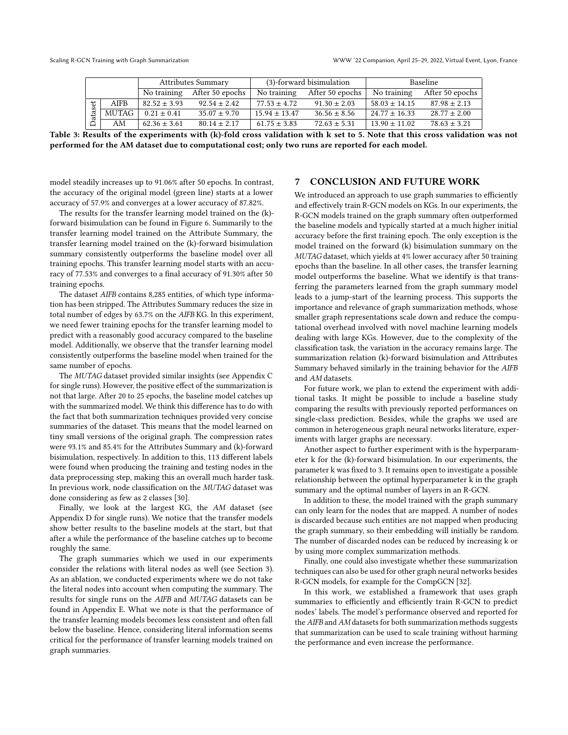| | | Attributes Summary | | (3)-forward bisimulation | | Baseline | |
|---|---|---|---|---|---|---|---|
| | | No training | After 50 epochs | No training | After 50 epochs | No training | After 50 epochs |
| Dataset | AIFB | $82.52 \pm 3.93$ | $92.54 \pm 2.42$ | $77.53 \pm 4.72$ | $91.30 \pm 2.03$ | $58.03 \pm 14.15$ | $87.98 \pm 2.13$ |
| | MUTAG | $0.21 \pm 0.41$ | $35.07 \pm 9.70$ | $15.94 \pm 13.47$ | $36.56 \pm 8.56$ | $24.77 \pm 16.33$ | $28.77 \pm 2.00$ |
| | AM | $62.36 \pm 3.61$ | $80.14 \pm 2.17$ | $61.75 \pm 3.83$ | $72.63 \pm 5.31$ | $13.90 \pm 11.02$ | $78.63 \pm 3.21$ |

**Table 3: Results of the experiments with (k)-fold cross validation with k set to 5. Note that this cross validation was not performed for the AM dataset due to computational cost; only two runs are reported for each model.**

model steadily increases up to 91.06% after 50 epochs. In contrast, the accuracy of the original model (green line) starts at a lower accuracy of 57.9% and converges at a lower accuracy of 87.82%.

The results for the transfer learning model trained on the (k)-forward bisimulation can be found in Figure 6. Summarily to the transfer learning model trained on the Attribute Summary, the transfer learning model trained on the (k)-forward bisimulation summary consistently outperforms the baseline model over all training epochs. This transfer learning model starts with an accuracy of 77.53% and converges to a final accuracy of 91.30% after 50 training epochs.

The dataset *AIFB* contains 8,285 entities, of which type information has been stripped. The Attributes Summary reduces the size in total number of edges by 63.7% on the *AIFB* KG. In this experiment, we need fewer training epochs for the transfer learning model to predict with a reasonably good accuracy compared to the baseline model. Additionally, we observe that the transfer learning model consistently outperforms the baseline model when trained for the same number of epochs.

The *MUTAG* dataset provided similar insights (see Appendix C for single runs). However, the positive effect of the summarization is not that large. After 20 to 25 epochs, the baseline model catches up with the summarized model. We think this difference has to do with the fact that both summarization techniques provided very concise summaries of the dataset. This means that the model learned on tiny small versions of the original graph. The compression rates were 93.1% and 85.4% for the Attributes Summary and (k)-forward bisimulation, respectively. In addition to this, 113 different labels were found when producing the training and testing nodes in the data preprocessing step, making this an overall much harder task. In previous work, node classification on the *MUTAG* dataset was done considering as few as 2 classes [30].

Finally, we look at the largest KG, the *AM* dataset (see Appendix D for single runs). We notice that the transfer models show better results to the baseline models at the start, but that after a while the performance of the baseline catches up to become roughly the same.

The graph summaries which we used in our experiments consider the relations with literal nodes as well (see Section 3). As an ablation, we conducted experiments where we do not take the literal nodes into account when computing the summary. The results for single runs on the *AIFB* and *MUTAG* datasets can be found in Appendix E. What we note is that the performance of the transfer learning models becomes less consistent and often fall below the baseline. Hence, considering literal information seems critical for the performance of transfer learning models trained on graph summaries.

## 7 CONCLUSION AND FUTURE WORK

We introduced an approach to use graph summaries to efficiently and effectively train R-GCN models on KGs. In our experiments, the R-GCN models trained on the graph summary often outperformed the baseline models and typically started at a much higher initial accuracy before the first training epoch. The only exception is the model trained on the forward (k) bisimulation summary on the *MUTAG* dataset, which yields at 4% lower accuracy after 50 training epochs than the baseline. In all other cases, the transfer learning model outperforms the baseline. What we identify is that transferring the parameters learned from the graph summary model leads to a jump-start of the learning process. This supports the importance and relevance of graph summarization methods, whose smaller graph representations scale down and reduce the computational overhead involved with novel machine learning models dealing with large KGs. However, due to the complexity of the classification task, the variation in the accuracy remains large. The summarization relation (k)-forward bisimulation and Attributes Summary behaved similarly in the training behavior for the *AIFB* and *AM* datasets.

For future work, we plan to extend the experiment with additional tasks. It might be possible to include a baseline study comparing the results with previously reported performances on single-class prediction. Besides, while the graphs we used are common in heterogeneous graph neural networks literature, experiments with larger graphs are necessary.

Another aspect to further experiment with is the hyperparameter k for the (k)-forward bisimulation. In our experiments, the parameter k was fixed to 3. It remains open to investigate a possible relationship between the optimal hyperparameter k in the graph summary and the optimal number of layers in an R-GCN.

In addition to these, the model trained with the graph summary can only learn for the nodes that are mapped. A number of nodes is discarded because such entities are not mapped when producing the graph summary, so their embedding will initially be random. The number of discarded nodes can be reduced by increasing k or by using more complex summarization methods.

Finally, one could also investigate whether these summarization techniques can also be used for other graph neural networks besides R-GCN models, for example for the CompGCN [32].

In this work, we established a framework that uses graph summaries to efficiently and efficiently train R-GCN to predict nodes' labels. The model's performance observed and reported for the *AIFB* and *AM* datasets for both summarization methods suggests that summarization can be used to scale training without harming the performance and even increase the performance.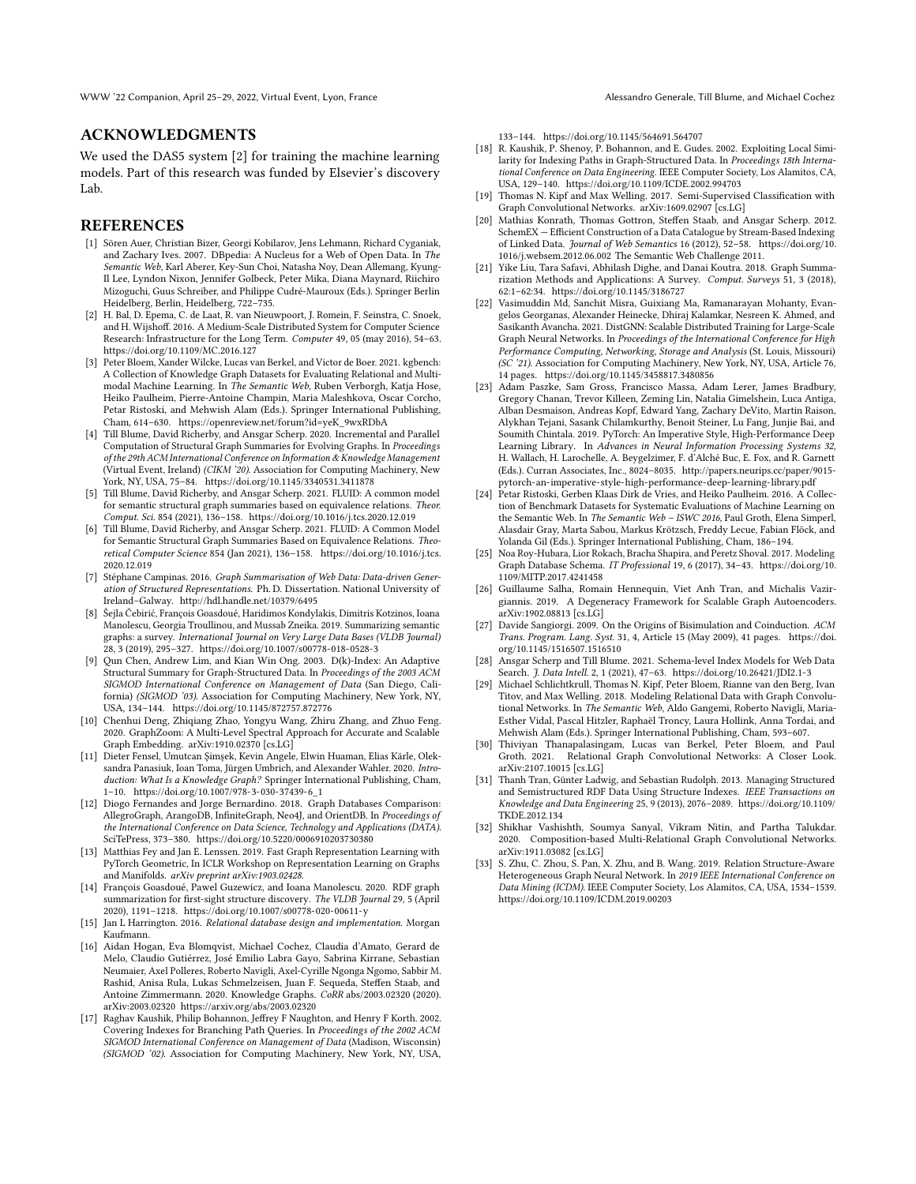## ACKNOWLEDGMENTS

We used the DAS5 system [2] for training the machine learning models. Part of this research was funded by Elsevier's discovery Lab.

## REFERENCES

- [1] Sören Auer, Christian Bizer, Georgi Kobilarov, Jens Lehmann, Richard Cyganiak, and Zachary Ives. 2007. DBpedia: A Nucleus for a Web of Open Data. In *The Semantic Web*, Karl Aberer, Key-Sun Choi, Natasha Noy, Dean Allemang, Kyung-Il Lee, Lyndon Nixon, Jennifer Golbeck, Peter Mika, Diana Maynard, Riichiro Mizoguchi, Guus Schreiber, and Philippe Cudré-Mauroux (Eds.). Springer Berlin Heidelberg, Berlin, Heidelberg, 722–735.
- [2] H. Bal, D. Epema, C. de Laat, R. van Nieuwpoort, J. Romein, F. Seinstra, C. Snoek, and H. Wijshoff. 2016. A Medium-Scale Distributed System for Computer Science Research: Infrastructure for the Long Term. *Computer* 49, 05 (may 2016), 54–63. https://doi.org/10.1109/MC.2016.127
- [3] Peter Bloem, Xander Wilcke, Lucas van Berkel, and Victor de Boer. 2021. kgbench: A Collection of Knowledge Graph Datasets for Evaluating Relational and Multimodal Machine Learning. In *The Semantic Web*, Ruben Verborgh, Katja Hose, Heiko Paulheim, Pierre-Antoine Champin, Maria Maleshkova, Oscar Corcho, Petar Ristoski, and Mehwish Alam (Eds.). Springer International Publishing, Cham, 614–630. https://openreview.net/forum?id=yeK_9wxRDbA
- [4] Till Blume, David Richerby, and Ansgar Scherp. 2020. Incremental and Parallel Computation of Structural Graph Summaries for Evolving Graphs. In *Proceedings of the 29th ACM International Conference on Information & Knowledge Management* (Virtual Event, Ireland) *(CIKM '20)*. Association for Computing Machinery, New York, NY, USA, 75–84. https://doi.org/10.1145/3340531.3411878
- [5] Till Blume, David Richerby, and Ansgar Scherp. 2021. FLUID: A common model for semantic structural graph summaries based on equivalence relations. *Theor. Comput. Sci.* 854 (2021), 136–158. https://doi.org/10.1016/j.tcs.2020.12.019
- [6] Till Blume, David Richerby, and Ansgar Scherp. 2021. FLUID: A Common Model for Semantic Structural Graph Summaries Based on Equivalence Relations. *Theoretical Computer Science* 854 (Jan 2021), 136–158. https://doi.org/10.1016/j.tcs.2020.12.019
- [7] Stéphane Campinas. 2016. *Graph Summarisation of Web Data: Data-driven Generation of Structured Representations*. Ph. D. Dissertation. National University of Ireland–Galway. http://hdl.handle.net/10379/6495
- [8] Šejla Čebirić, François Goasdoué, Haridimos Kondylakis, Dimitris Kotzinos, Ioana Manolescu, Georgia Troullinou, and Mussab Zneika. 2019. Summarizing semantic graphs: a survey. *International Journal on Very Large Data Bases (VLDB Journal)* 28, 3 (2019), 295–327. https://doi.org/10.1007/s00778-018-0528-3
- [9] Qun Chen, Andrew Lim, and Kian Win Ong. 2003. D(k)-Index: An Adaptive Structural Summary for Graph-Structured Data. In *Proceedings of the 2003 ACM SIGMOD International Conference on Management of Data* (San Diego, California) *(SIGMOD '03)*. Association for Computing Machinery, New York, NY, USA, 134–144. https://doi.org/10.1145/872757.872776
- [10] Chenhui Deng, Zhiqiang Zhao, Yongyu Wang, Zhiru Zhang, and Zhuo Feng. 2020. GraphZoom: A Multi-Level Spectral Approach for Accurate and Scalable Graph Embedding. arXiv:1910.02370 [cs.LG]
- [11] Dieter Fensel, Umutcan Şimşek, Kevin Angele, Elwin Huaman, Elias Kärle, Oleksandra Panasiuk, Ioan Toma, Jürgen Umbrich, and Alexander Wahler. 2020. *Introduction: What Is a Knowledge Graph?* Springer International Publishing, Cham, 1–10. https://doi.org/10.1007/978-3-030-37439-6_1
- [12] Diogo Fernandes and Jorge Bernardino. 2018. Graph Databases Comparison: AllegroGraph, ArangoDB, InfiniteGraph, Neo4J, and OrientDB. In *Proceedings of the International Conference on Data Science, Technology and Applications (DATA)*. SciTePress, 373–380. https://doi.org/10.5220/0006910203730380
- [13] Matthias Fey and Jan E. Lenssen. 2019. Fast Graph Representation Learning with PyTorch Geometric, In ICLR Workshop on Representation Learning on Graphs and Manifolds. *arXiv preprint arXiv:1903.02428*.
- [14] François Goasdoué, Paweł Guzewicz, and Ioana Manolescu. 2020. RDF graph summarization for first-sight structure discovery. *The VLDB Journal* 29, 5 (April 2020), 1191–1218. https://doi.org/10.1007/s00778-020-00611-y
- [15] Jan L Harrington. 2016. *Relational database design and implementation*. Morgan Kaufmann.
- [16] Aidan Hogan, Eva Blomqvist, Michael Cochez, Claudia d'Amato, Gerard de Melo, Claudio Gutiérrez, José Emilio Labra Gayo, Sabrina Kirrane, Sebastian Neumaier, Axel Polleres, Roberto Navigli, Axel-Cyrille Ngonga Ngomo, Sabbir M. Rashid, Anisa Rula, Lukas Schmelzeisen, Juan F. Sequeda, Steffen Staab, and Antoine Zimmermann. 2020. Knowledge Graphs. *CoRR* abs/2003.02320 (2020). arXiv:2003.02320 https://arxiv.org/abs/2003.02320
- [17] Raghav Kaushik, Philip Bohannon, Jeffrey F Naughton, and Henry F Korth. 2002. Covering Indexes for Branching Path Queries. In *Proceedings of the 2002 ACM SIGMOD International Conference on Management of Data* (Madison, Wisconsin) *(SIGMOD '02)*. Association for Computing Machinery, New York, NY, USA, 133–144. https://doi.org/10.1145/564691.564707
- [18] R. Kaushik, P. Shenoy, P. Bohannon, and E. Gudes. 2002. Exploiting Local Similarity for Indexing Paths in Graph-Structured Data. In *Proceedings 18th International Conference on Data Engineering*. IEEE Computer Society, Los Alamitos, CA, USA, 129–140. https://doi.org/10.1109/ICDE.2002.994703
- [19] Thomas N. Kipf and Max Welling. 2017. Semi-Supervised Classification with Graph Convolutional Networks. arXiv:1609.02907 [cs.LG]
- [20] Mathias Konrath, Thomas Gottron, Steffen Staab, and Ansgar Scherp. 2012. SchemEX — Efficient Construction of a Data Catalogue by Stream-Based Indexing of Linked Data. *Journal of Web Semantics* 16 (2012), 52–58. https://doi.org/10.1016/j.websem.2012.06.002 The Semantic Web Challenge 2011.
- [21] Yike Liu, Tara Safavi, Abhilash Dighe, and Danai Koutra. 2018. Graph Summarization Methods and Applications: A Survey. *Comput. Surveys* 51, 3 (2018), 62:1–62:34. https://doi.org/10.1145/3186727
- [22] Vasimuddin Md, Sanchit Misra, Guixiang Ma, Ramanarayan Mohanty, Evangelos Georganas, Alexander Heinecke, Dhiraj Kalamkar, Nesreen K. Ahmed, and Sasikanth Avancha. 2021. DistGNN: Scalable Distributed Training for Large-Scale Graph Neural Networks. In *Proceedings of the International Conference for High Performance Computing, Networking, Storage and Analysis* (St. Louis, Missouri) *(SC '21)*. Association for Computing Machinery, New York, NY, USA, Article 76, 14 pages. https://doi.org/10.1145/3458817.3480856
- [23] Adam Paszke, Sam Gross, Francisco Massa, Adam Lerer, James Bradbury, Gregory Chanan, Trevor Killeen, Zeming Lin, Natalia Gimelshein, Luca Antiga, Alban Desmaison, Andreas Kopf, Edward Yang, Zachary DeVito, Martin Raison, Alykhan Tejani, Sasank Chilamkurthy, Benoit Steiner, Lu Fang, Junjie Bai, and Soumith Chintala. 2019. PyTorch: An Imperative Style, High-Performance Deep Learning Library. In *Advances in Neural Information Processing Systems 32*, H. Wallach, H. Larochelle, A. Beygelzimer, F. d'Alché Buc, E. Fox, and R. Garnett (Eds.). Curran Associates, Inc., 8024–8035. http://papers.neurips.cc/paper/9015-pytorch-an-imperative-style-high-performance-deep-learning-library.pdf
- [24] Petar Ristoski, Gerben Klaas Dirk de Vries, and Heiko Paulheim. 2016. A Collection of Benchmark Datasets for Systematic Evaluations of Machine Learning on the Semantic Web. In *The Semantic Web – ISWC 2016*, Paul Groth, Elena Simperl, Alasdair Gray, Marta Sabou, Markus Krötzsch, Freddy Lecue, Fabian Flöck, and Yolanda Gil (Eds.). Springer International Publishing, Cham, 186–194.
- [25] Noa Roy-Hubara, Lior Rokach, Bracha Shapira, and Peretz Shoval. 2017. Modeling Graph Database Schema. *IT Professional* 19, 6 (2017), 34–43. https://doi.org/10.1109/MITP.2017.4241458
- [26] Guillaume Salha, Romain Hennequin, Viet Anh Tran, and Michalis Vazirgiannis. 2019. A Degeneracy Framework for Scalable Graph Autoencoders. arXiv:1902.08813 [cs.LG]
- [27] Davide Sangiorgi. 2009. On the Origins of Bisimulation and Coinduction. *ACM Trans. Program. Lang. Syst.* 31, 4, Article 15 (May 2009), 41 pages. https://doi.org/10.1145/1516507.1516510
- [28] Ansgar Scherp and Till Blume. 2021. Schema-level Index Models for Web Data Search. *J. Data Intell.* 2, 1 (2021), 47–63. https://doi.org/10.26421/JDI2.1-3
- [29] Michael Schlichtkrull, Thomas N. Kipf, Peter Bloem, Rianne van den Berg, Ivan Titov, and Max Welling. 2018. Modeling Relational Data with Graph Convolutional Networks. In *The Semantic Web*, Aldo Gangemi, Roberto Navigli, Maria-Esther Vidal, Pascal Hitzler, Raphaël Troncy, Laura Hollink, Anna Tordai, and Mehwish Alam (Eds.). Springer International Publishing, Cham, 593–607.
- [30] Thiviyan Thanapalasingam, Lucas van Berkel, Peter Bloem, and Paul Groth. 2021. Relational Graph Convolutional Networks: A Closer Look. arXiv:2107.10015 [cs.LG]
- [31] Thanh Tran, Günter Ladwig, and Sebastian Rudolph. 2013. Managing Structured and Semistructured RDF Data Using Structure Indexes. *IEEE Transactions on Knowledge and Data Engineering* 25, 9 (2013), 2076–2089. https://doi.org/10.1109/TKDE.2012.134
- [32] Shikhar Vashishth, Soumya Sanyal, Vikram Nitin, and Partha Talukdar. 2020. Composition-based Multi-Relational Graph Convolutional Networks. arXiv:1911.03082 [cs.LG]
- [33] S. Zhu, C. Zhou, S. Pan, X. Zhu, and B. Wang. 2019. Relation Structure-Aware Heterogeneous Graph Neural Network. In *2019 IEEE International Conference on Data Mining (ICDM)*. IEEE Computer Society, Los Alamitos, CA, USA, 1534–1539. https://doi.org/10.1109/ICDM.2019.00203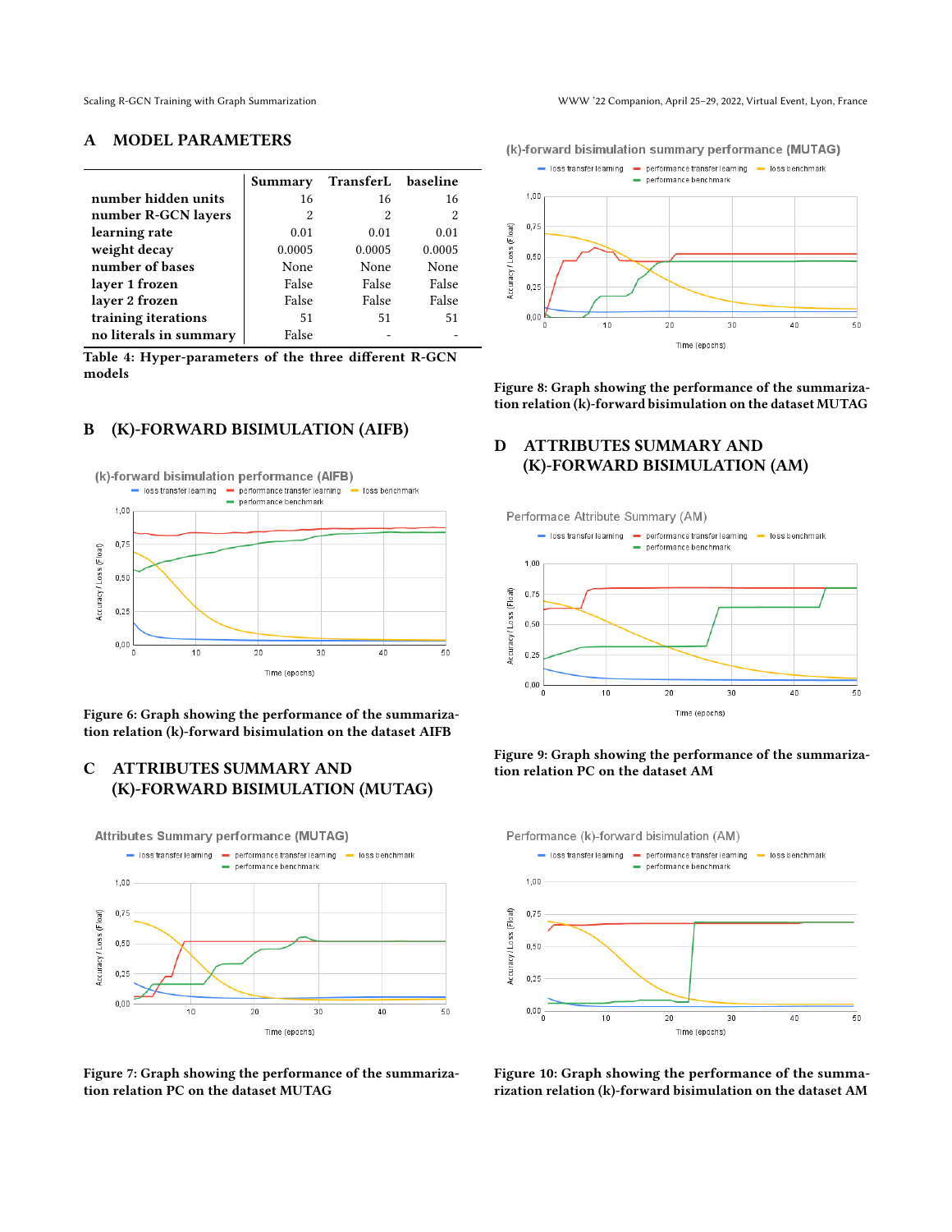## A MODEL PARAMETERS

| | Summary | TransferL | baseline |
|---|---|---|---|
| number hidden units | 16 | 16 | 16 |
| number R-GCN layers | 2 | 2 | 2 |
| learning rate | 0.01 | 0.01 | 0.01 |
| weight decay | 0.0005 | 0.0005 | 0.0005 |
| number of bases | None | None | None |
| layer 1 frozen | False | False | False |
| layer 2 frozen | False | False | False |
| training iterations | 51 | 51 | 51 |
| no literals in summary | False | - | - |

**Table 4: Hyper-parameters of the three different R-GCN models**

## B (K)-FORWARD BISIMULATION (AIFB)

(k)-forward bisimulation performance (AIFB)

loss transfer learning, performance transfer learning, loss benchmark, performance benchmark

Accuracy / Loss (Float)

Time (epochs)

**Figure 6: Graph showing the performance of the summarization relation (k)-forward bisimulation on the dataset AIFB**

## C ATTRIBUTES SUMMARY AND (K)-FORWARD BISIMULATION (MUTAG)

Attributes Summary performance (MUTAG)

loss transfer learning, performance transfer learning, loss benchmark, performance benchmark

Accuracy / Loss (Float)

Time (epochs)

**Figure 7: Graph showing the performance of the summarization relation PC on the dataset MUTAG**

(k)-forward bisimulation summary performance (MUTAG)

loss transfer learning, performance transfer learning, loss benchmark, performance benchmark

Accuracy / Loss (Float)

Time (epochs)

**Figure 8: Graph showing the performance of the summarization relation (k)-forward bisimulation on the dataset MUTAG**

## D ATTRIBUTES SUMMARY AND (K)-FORWARD BISIMULATION (AM)

Performace Attribute Summary (AM)

loss transfer learning, performance transfer learning, loss benchmark, performance benchmark

Accuracy / Loss (Float)

Time (epochs)

**Figure 9: Graph showing the performance of the summarization relation PC on the dataset AM**

Performance (k)-forward bisimulation (AM)

loss transfer learning, performance transfer learning, loss benchmark, performance benchmark

Accuracy / Loss (Float)

Time (epochs)

**Figure 10: Graph showing the performance of the summarization relation (k)-forward bisimulation on the dataset AM**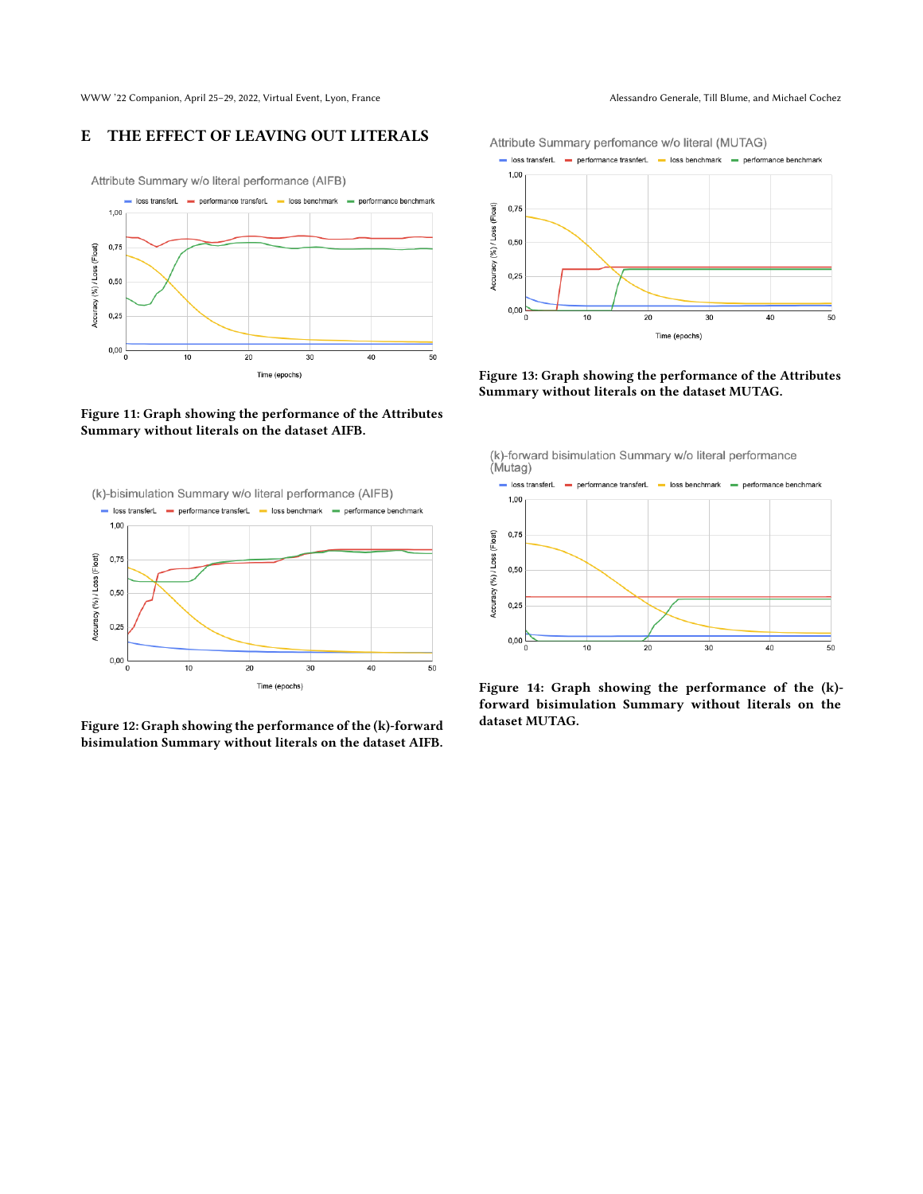## E THE EFFECT OF LEAVING OUT LITERALS

Attribute Summary w/o literal performance (AIFB)

loss transferL — performance transferL — loss benchmark — performance benchmark

Accuracy (%) / Loss (Float)

1,00
0,75
0,50
0,25
0,00

0 10 20 30 40 50

Time (epochs)

**Figure 11: Graph showing the performance of the Attributes Summary without literals on the dataset AIFB.**

(k)-bisimulation Summary w/o literal performance (AIFB)

loss transferL — performance transferL — loss benchmark — performance benchmark

Accuracy (%) / Loss (Float)

1,00
0,75
0,50
0,25
0,00

0 10 20 30 40 50

Time (epochs)

**Figure 12: Graph showing the performance of the (k)-forward bisimulation Summary without literals on the dataset AIFB.**

Attribute Summary perfomance w/o literal (MUTAG)

loss transferL — performance trasnferL — loss benchmark — performance benchmark

Accuracy (%) / Loss (Float)

1,00
0,75
0,50
0,25
0,00

0 10 20 30 40 50

Time (epochs)

**Figure 13: Graph showing the performance of the Attributes Summary without literals on the dataset MUTAG.**

(k)-forward bisimulation Summary w/o literal performance (Mutag)

loss transferL — performance transferL — loss benchmark — performance benchmark

Accuracy (%) / Loss (Float)

1,00
0,75
0,50
0,25
0,00

0 10 20 30 40 50

**Figure 14: Graph showing the performance of the (k)-forward bisimulation Summary without literals on the dataset MUTAG.**